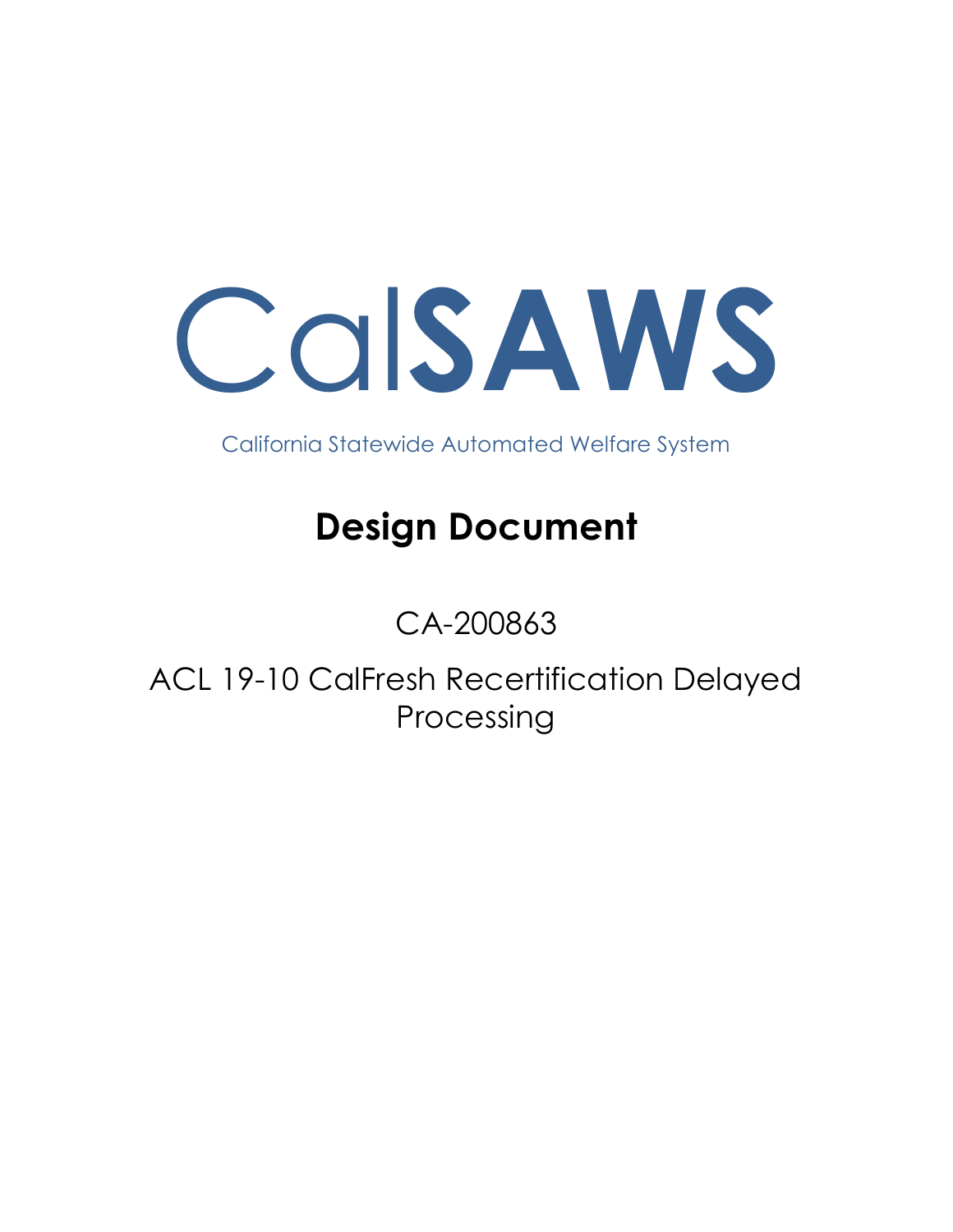# CalSAWS

California Statewide Automated Welfare System

# Design Document

CA-200863

ACL 19-10 CalFresh Recertification Delayed Processing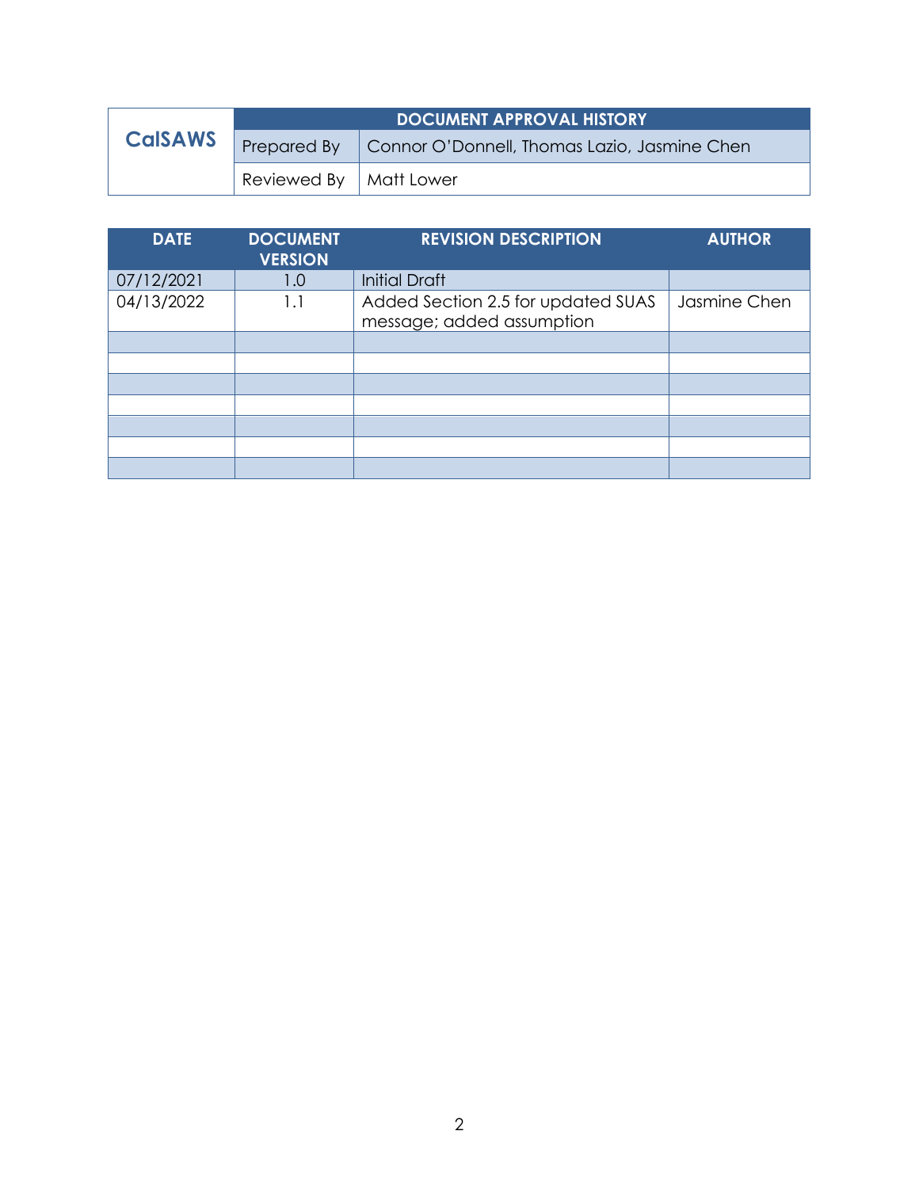| CalSAWS | DOCUMENT APPROVAL HISTORY | |
|---|---|---|
| | Prepared By | Connor O'Donnell, Thomas Lazio, Jasmine Chen |
| | Reviewed By | Matt Lower |

| DATE | DOCUMENT VERSION | REVISION DESCRIPTION | AUTHOR |
|---|---|---|---|
| 07/12/2021 | 1.0 | Initial Draft | |
| 04/13/2022 | 1.1 | Added Section 2.5 for updated SUAS message; added assumption | Jasmine Chen |
| | | | |
| | | | |
| | | | |
| | | | |
| | | | |
| | | | |
| | | | |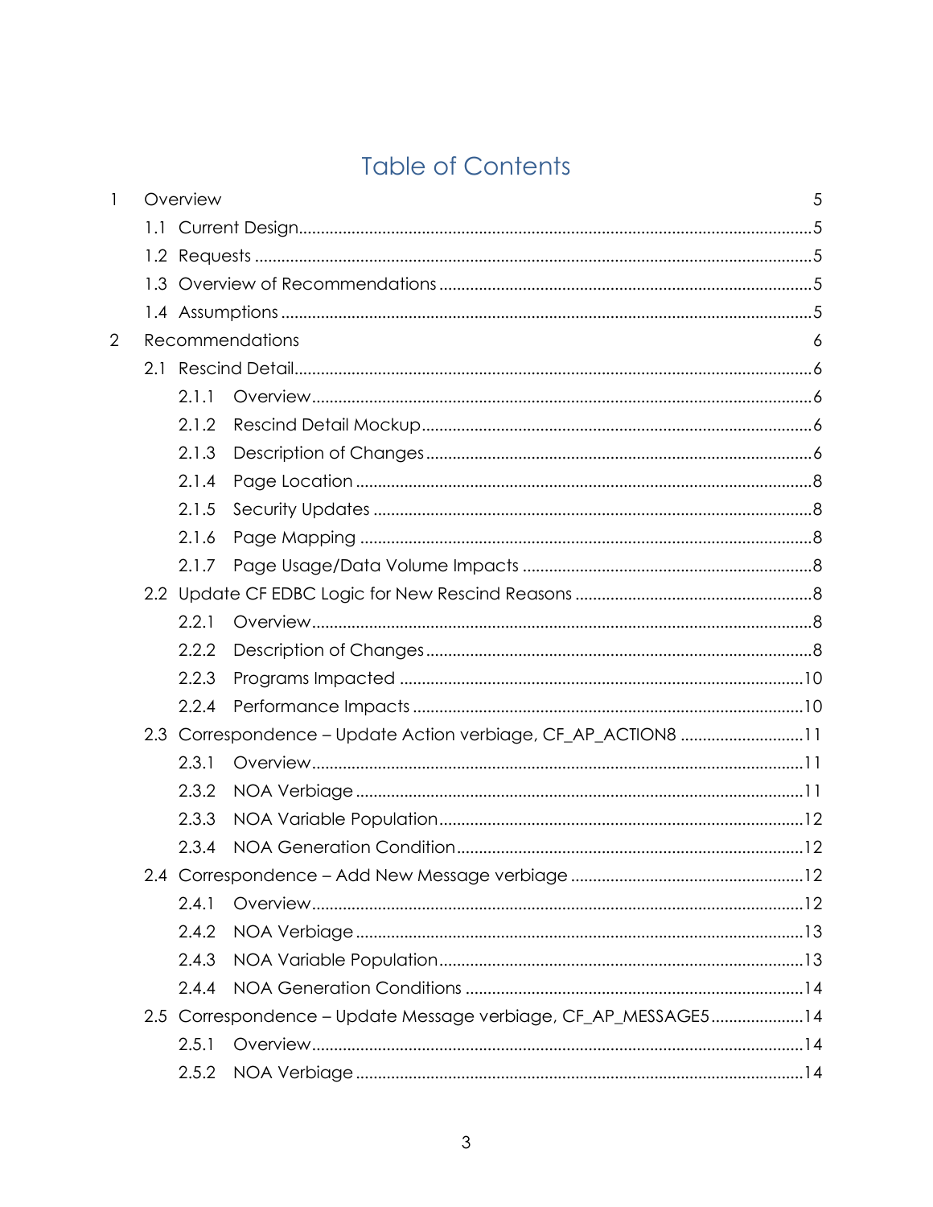# Table of Contents

- 1 Overview 5
  - 1.1 Current Design 5
  - 1.2 Requests 5
  - 1.3 Overview of Recommendations 5
  - 1.4 Assumptions 5
- 2 Recommendations 6
  - 2.1 Rescind Detail 6
    - 2.1.1 Overview 6
    - 2.1.2 Rescind Detail Mockup 6
    - 2.1.3 Description of Changes 6
    - 2.1.4 Page Location 8
    - 2.1.5 Security Updates 8
    - 2.1.6 Page Mapping 8
    - 2.1.7 Page Usage/Data Volume Impacts 8
  - 2.2 Update CF EDBC Logic for New Rescind Reasons 8
    - 2.2.1 Overview 8
    - 2.2.2 Description of Changes 8
    - 2.2.3 Programs Impacted 10
    - 2.2.4 Performance Impacts 10
  - 2.3 Correspondence – Update Action verbiage, CF_AP_ACTION8 11
    - 2.3.1 Overview 11
    - 2.3.2 NOA Verbiage 11
    - 2.3.3 NOA Variable Population 12
    - 2.3.4 NOA Generation Condition 12
  - 2.4 Correspondence – Add New Message verbiage 12
    - 2.4.1 Overview 12
    - 2.4.2 NOA Verbiage 13
    - 2.4.3 NOA Variable Population 13
    - 2.4.4 NOA Generation Conditions 14
  - 2.5 Correspondence – Update Message verbiage, CF_AP_MESSAGE5 14
    - 2.5.1 Overview 14
    - 2.5.2 NOA Verbiage 14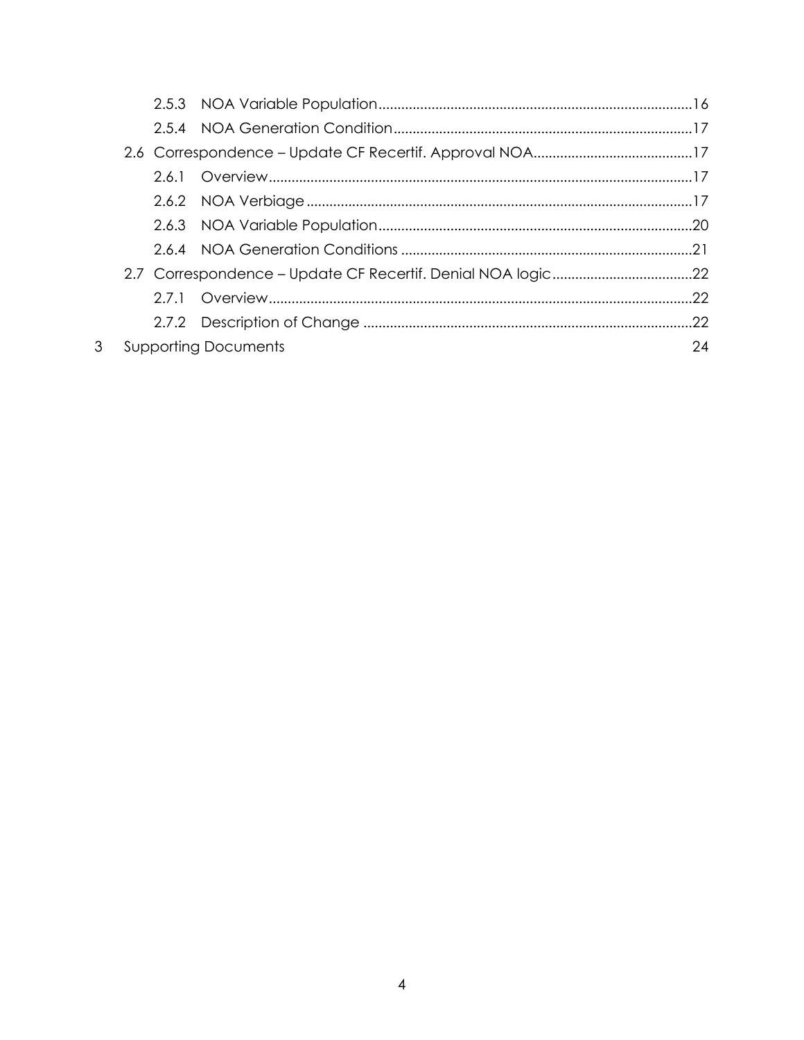2.5.3 NOA Variable Population ..... 16

2.5.4 NOA Generation Condition ..... 17

2.6 Correspondence – Update CF Recertif. Approval NOA ..... 17

2.6.1 Overview ..... 17

2.6.2 NOA Verbiage ..... 17

2.6.3 NOA Variable Population ..... 20

2.6.4 NOA Generation Conditions ..... 21

2.7 Correspondence – Update CF Recertif. Denial NOA logic ..... 22

2.7.1 Overview ..... 22

2.7.2 Description of Change ..... 22

3 Supporting Documents 24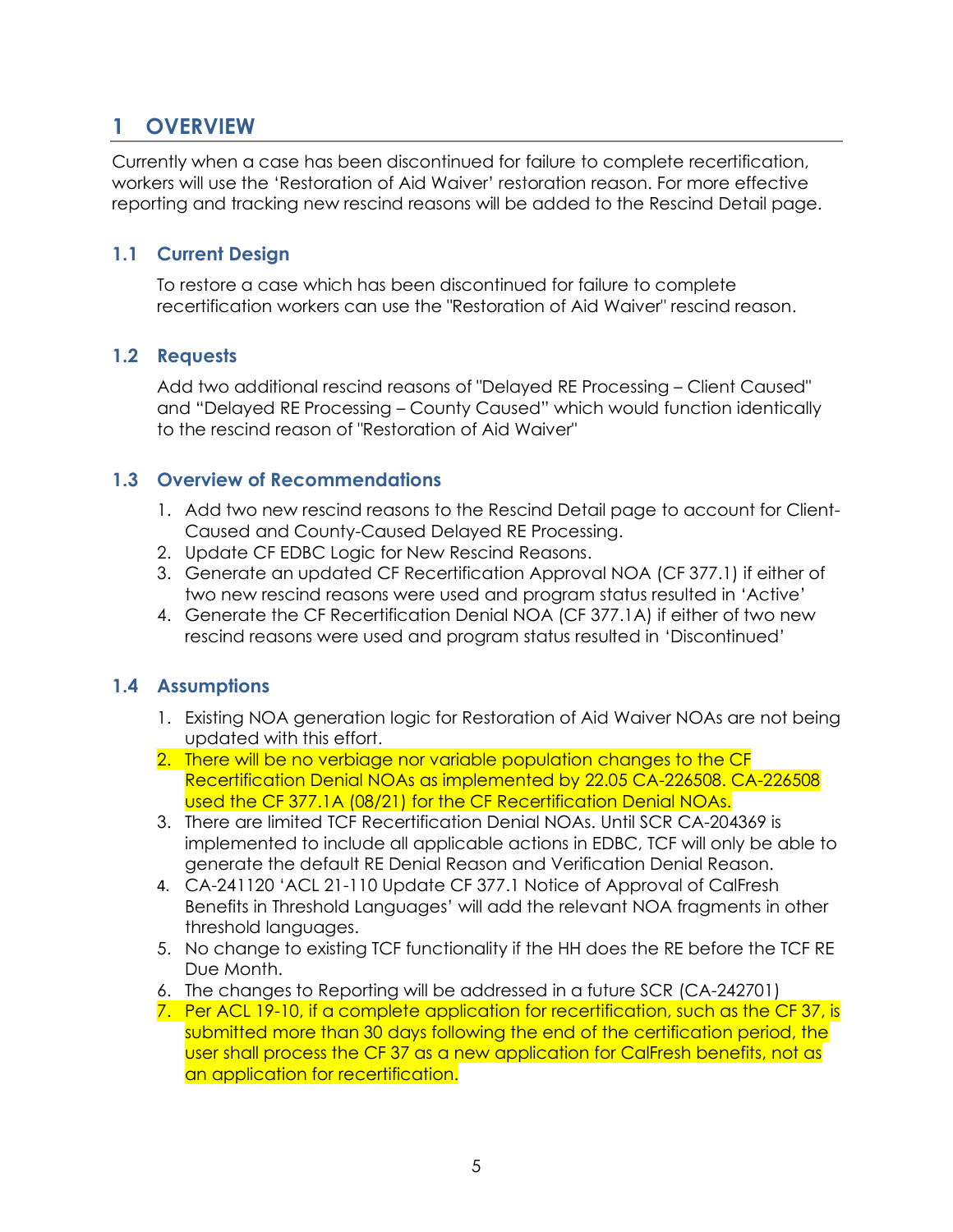# 1 OVERVIEW

Currently when a case has been discontinued for failure to complete recertification, workers will use the 'Restoration of Aid Waiver' restoration reason. For more effective reporting and tracking new rescind reasons will be added to the Rescind Detail page.

## 1.1 Current Design

To restore a case which has been discontinued for failure to complete recertification workers can use the "Restoration of Aid Waiver" rescind reason.

## 1.2 Requests

Add two additional rescind reasons of "Delayed RE Processing – Client Caused" and "Delayed RE Processing – County Caused" which would function identically to the rescind reason of "Restoration of Aid Waiver"

## 1.3 Overview of Recommendations

1. Add two new rescind reasons to the Rescind Detail page to account for Client-Caused and County-Caused Delayed RE Processing.
2. Update CF EDBC Logic for New Rescind Reasons.
3. Generate an updated CF Recertification Approval NOA (CF 377.1) if either of two new rescind reasons were used and program status resulted in 'Active'
4. Generate the CF Recertification Denial NOA (CF 377.1A) if either of two new rescind reasons were used and program status resulted in 'Discontinued'

## 1.4 Assumptions

1. Existing NOA generation logic for Restoration of Aid Waiver NOAs are not being updated with this effort.
2. There will be no verbiage nor variable population changes to the CF Recertification Denial NOAs as implemented by 22.05 CA-226508. CA-226508 used the CF 377.1A (08/21) for the CF Recertification Denial NOAs.
3. There are limited TCF Recertification Denial NOAs. Until SCR CA-204369 is implemented to include all applicable actions in EDBC, TCF will only be able to generate the default RE Denial Reason and Verification Denial Reason.
4. CA-241120 'ACL 21-110 Update CF 377.1 Notice of Approval of CalFresh Benefits in Threshold Languages' will add the relevant NOA fragments in other threshold languages.
5. No change to existing TCF functionality if the HH does the RE before the TCF RE Due Month.
6. The changes to Reporting will be addressed in a future SCR (CA-242701)
7. Per ACL 19-10, if a complete application for recertification, such as the CF 37, is submitted more than 30 days following the end of the certification period, the user shall process the CF 37 as a new application for CalFresh benefits, not as an application for recertification.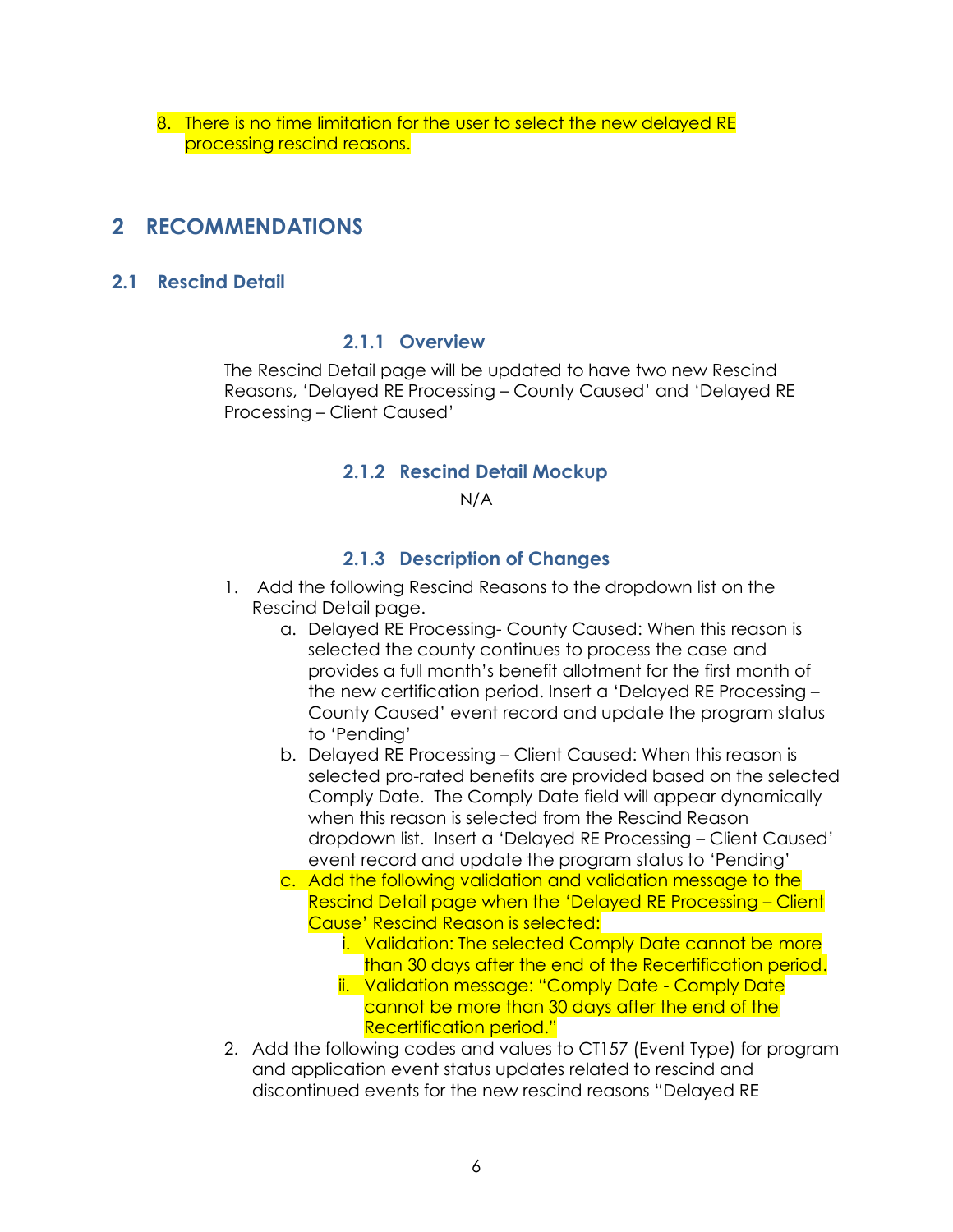8. There is no time limitation for the user to select the new delayed RE processing rescind reasons.

# 2 RECOMMENDATIONS

## 2.1 Rescind Detail

### 2.1.1 Overview

The Rescind Detail page will be updated to have two new Rescind Reasons, 'Delayed RE Processing – County Caused' and 'Delayed RE Processing – Client Caused'

### 2.1.2 Rescind Detail Mockup

N/A

### 2.1.3 Description of Changes

1. Add the following Rescind Reasons to the dropdown list on the Rescind Detail page.
   a. Delayed RE Processing- County Caused: When this reason is selected the county continues to process the case and provides a full month's benefit allotment for the first month of the new certification period. Insert a 'Delayed RE Processing – County Caused' event record and update the program status to 'Pending'
   b. Delayed RE Processing – Client Caused: When this reason is selected pro-rated benefits are provided based on the selected Comply Date. The Comply Date field will appear dynamically when this reason is selected from the Rescind Reason dropdown list. Insert a 'Delayed RE Processing – Client Caused' event record and update the program status to 'Pending'
   c. Add the following validation and validation message to the Rescind Detail page when the 'Delayed RE Processing – Client Cause' Rescind Reason is selected:
      i. Validation: The selected Comply Date cannot be more than 30 days after the end of the Recertification period.
      ii. Validation message: "Comply Date - Comply Date cannot be more than 30 days after the end of the Recertification period."
2. Add the following codes and values to CT157 (Event Type) for program and application event status updates related to rescind and discontinued events for the new rescind reasons "Delayed RE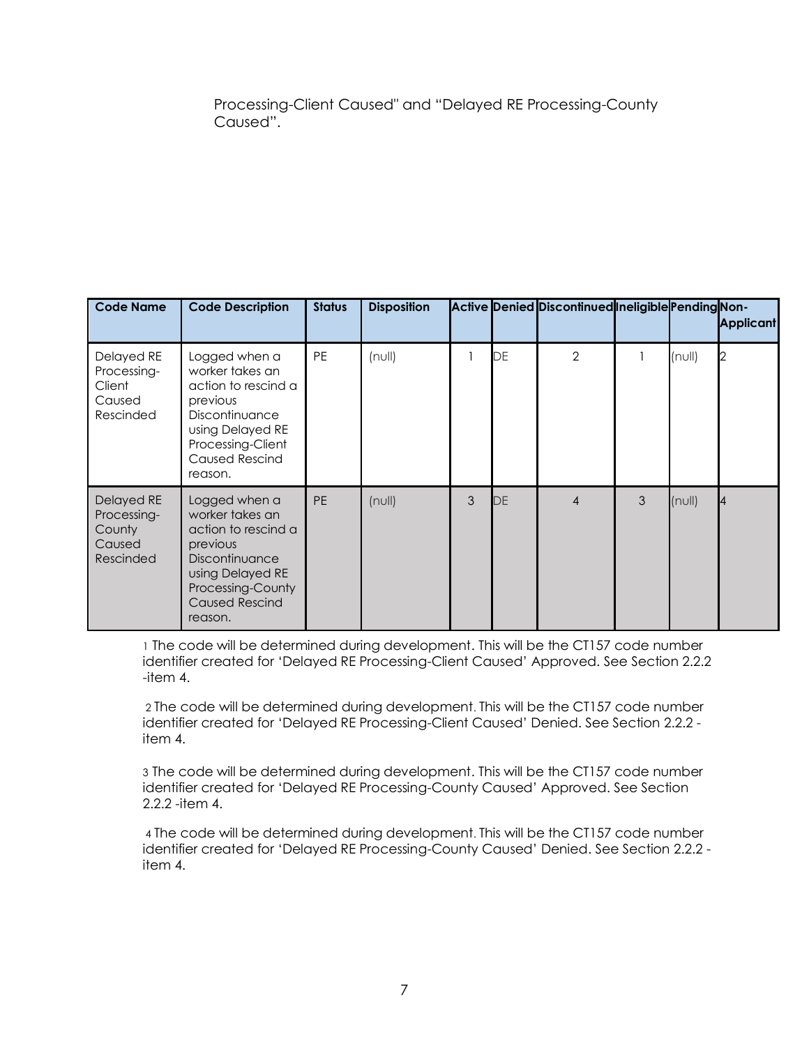Processing-Client Caused" and "Delayed RE Processing-County Caused".

| Code Name | Code Description | Status | Disposition | Active | Denied | Discontinued | Ineligible | Pending | Non-Applicant |
|---|---|---|---|---|---|---|---|---|---|
| Delayed RE Processing-Client Caused Rescinded | Logged when a worker takes an action to rescind a previous Discontinuance using Delayed RE Processing-Client Caused Rescind reason. | PE | (null) | 1 | DE | 2 | 1 | (null) | 2 |
| Delayed RE Processing-County Caused Rescinded | Logged when a worker takes an action to rescind a previous Discontinuance using Delayed RE Processing-County Caused Rescind reason. | PE | (null) | 3 | DE | 4 | 3 | (null) | 4 |

[1] The code will be determined during development. This will be the CT157 code number identifier created for 'Delayed RE Processing-Client Caused' Approved. See Section 2.2.2 -item 4.

[2] The code will be determined during development. This will be the CT157 code number identifier created for 'Delayed RE Processing-Client Caused' Denied. See Section 2.2.2 -item 4.

[3] The code will be determined during development. This will be the CT157 code number identifier created for 'Delayed RE Processing-County Caused' Approved. See Section 2.2.2 -item 4.

[4] The code will be determined during development. This will be the CT157 code number identifier created for 'Delayed RE Processing-County Caused' Denied. See Section 2.2.2 -item 4.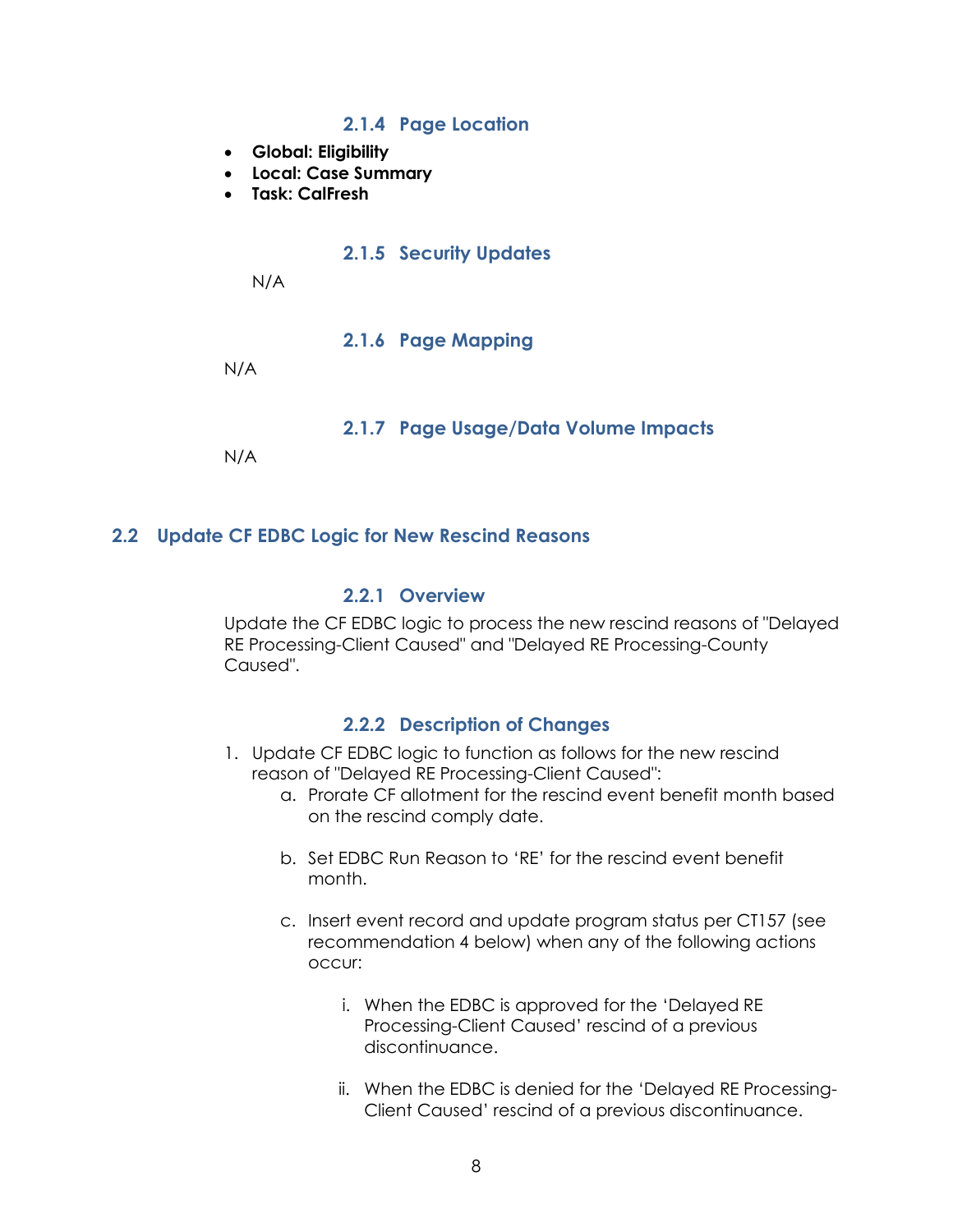#### 2.1.4 Page Location

- **Global: Eligibility**
- **Local: Case Summary**
- **Task: CalFresh**

#### 2.1.5 Security Updates

N/A

#### 2.1.6 Page Mapping

N/A

#### 2.1.7 Page Usage/Data Volume Impacts

N/A

### 2.2 Update CF EDBC Logic for New Rescind Reasons

#### 2.2.1 Overview

Update the CF EDBC logic to process the new rescind reasons of "Delayed RE Processing-Client Caused" and "Delayed RE Processing-County Caused".

#### 2.2.2 Description of Changes

1. Update CF EDBC logic to function as follows for the new rescind reason of "Delayed RE Processing-Client Caused":
   a. Prorate CF allotment for the rescind event benefit month based on the rescind comply date.

   b. Set EDBC Run Reason to 'RE' for the rescind event benefit month.

   c. Insert event record and update program status per CT157 (see recommendation 4 below) when any of the following actions occur:

      i. When the EDBC is approved for the 'Delayed RE Processing-Client Caused' rescind of a previous discontinuance.

      ii. When the EDBC is denied for the 'Delayed RE Processing-Client Caused' rescind of a previous discontinuance.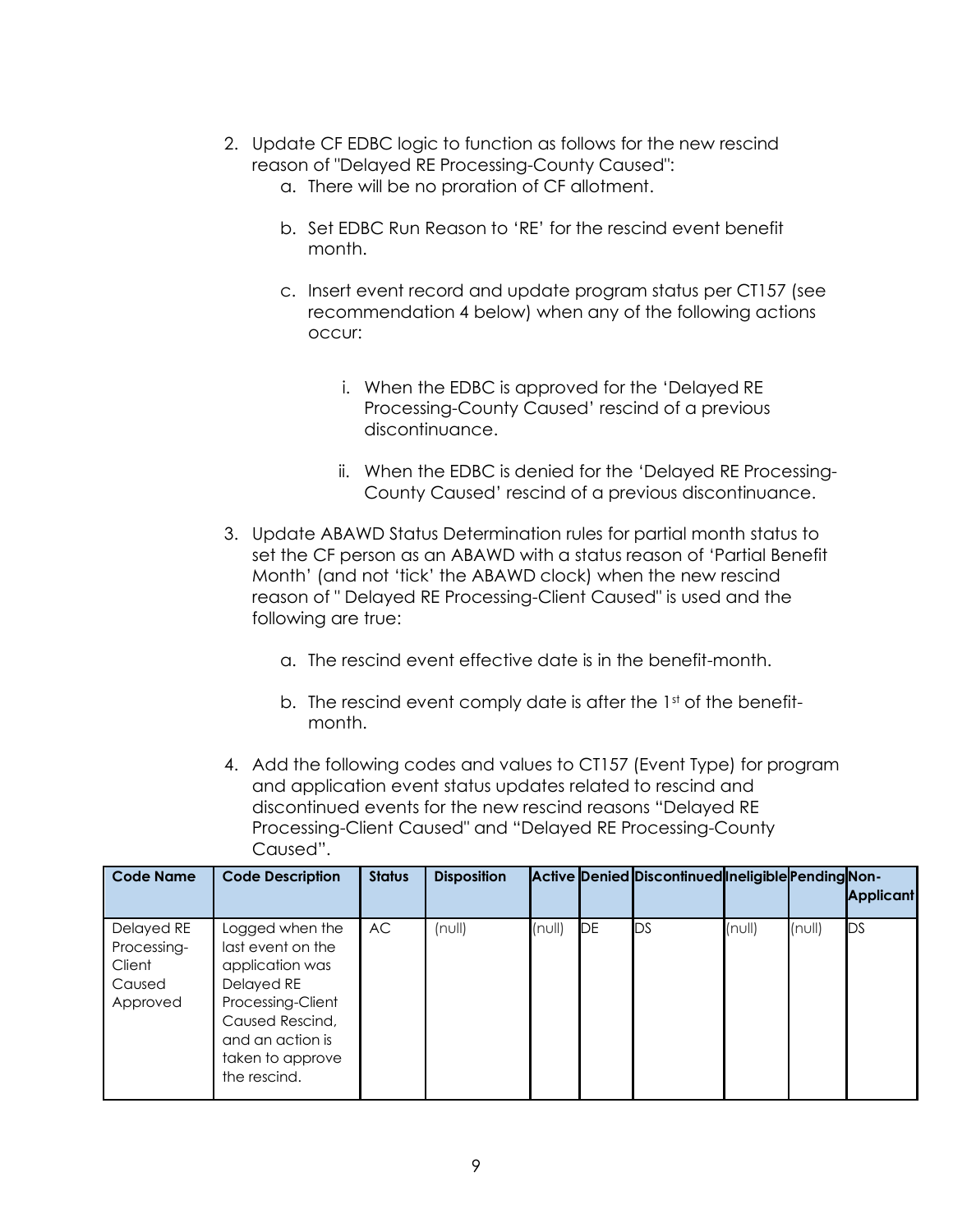2. Update CF EDBC logic to function as follows for the new rescind reason of "Delayed RE Processing-County Caused":
    a. There will be no proration of CF allotment.

    b. Set EDBC Run Reason to 'RE' for the rescind event benefit month.

    c. Insert event record and update program status per CT157 (see recommendation 4 below) when any of the following actions occur:

        i. When the EDBC is approved for the 'Delayed RE Processing-County Caused' rescind of a previous discontinuance.

        ii. When the EDBC is denied for the 'Delayed RE Processing-County Caused' rescind of a previous discontinuance.

3. Update ABAWD Status Determination rules for partial month status to set the CF person as an ABAWD with a status reason of 'Partial Benefit Month' (and not 'tick' the ABAWD clock) when the new rescind reason of " Delayed RE Processing-Client Caused" is used and the following are true:

    a. The rescind event effective date is in the benefit-month.

    b. The rescind event comply date is after the 1st of the benefit-month.

4. Add the following codes and values to CT157 (Event Type) for program and application event status updates related to rescind and discontinued events for the new rescind reasons "Delayed RE Processing-Client Caused" and "Delayed RE Processing-County Caused".

| Code Name | Code Description | Status | Disposition | Active | Denied | Discontinued | Ineligible | Pending | Non-Applicant |
|---|---|---|---|---|---|---|---|---|---|
| Delayed RE Processing-Client Caused Approved | Logged when the last event on the application was Delayed RE Processing-Client Caused Rescind, and an action is taken to approve the rescind. | AC | (null) | (null) | DE | DS | (null) | (null) | DS |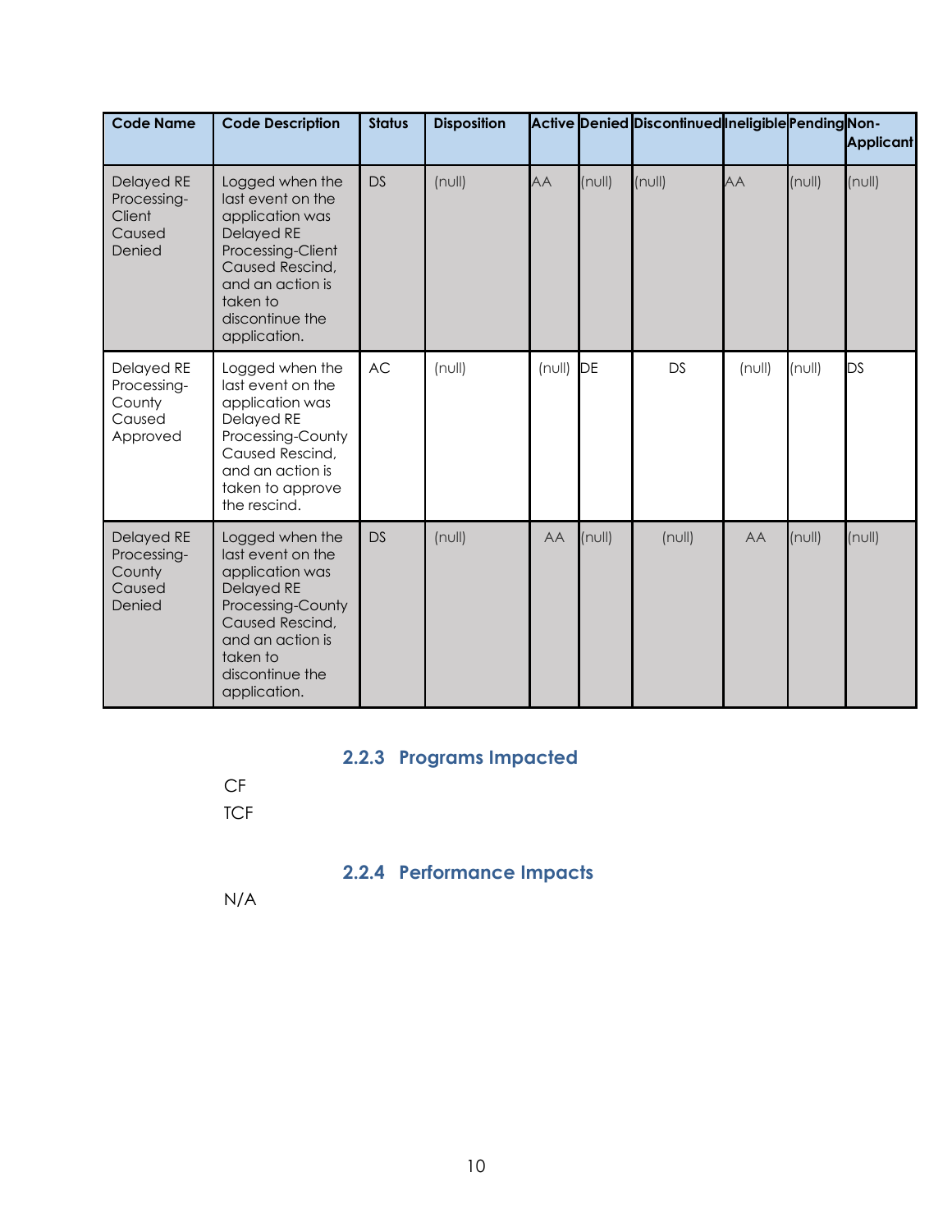| Code Name | Code Description | Status | Disposition | Active | Denied | Discontinued | Ineligible | Pending | Non-Applicant |
|---|---|---|---|---|---|---|---|---|---|
| Delayed RE Processing-Client Caused Denied | Logged when the last event on the application was Delayed RE Processing-Client Caused Rescind, and an action is taken to discontinue the application. | DS | (null) | AA | (null) | (null) | AA | (null) | (null) |
| Delayed RE Processing-County Caused Approved | Logged when the last event on the application was Delayed RE Processing-County Caused Rescind, and an action is taken to approve the rescind. | AC | (null) | (null) | DE | DS | (null) | (null) | DS |
| Delayed RE Processing-County Caused Denied | Logged when the last event on the application was Delayed RE Processing-County Caused Rescind, and an action is taken to discontinue the application. | DS | (null) | AA | (null) | (null) | AA | (null) | (null) |

### 2.2.3 Programs Impacted

CF

TCF

### 2.2.4 Performance Impacts

N/A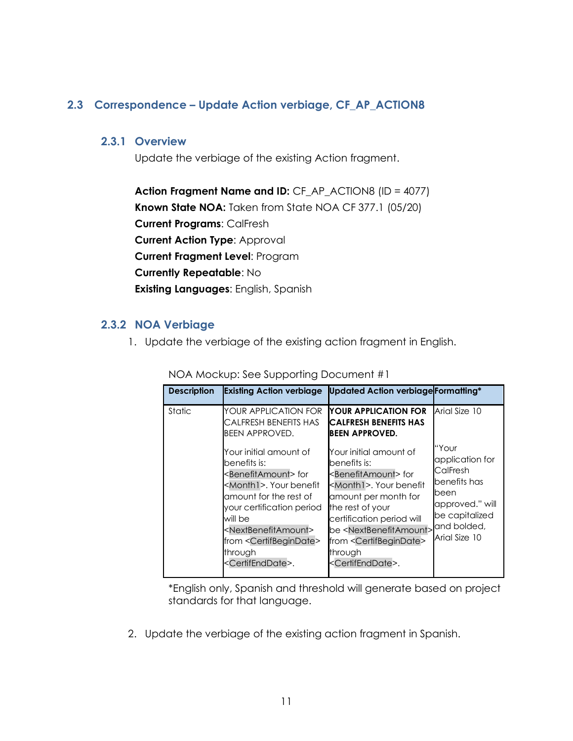## 2.3 Correspondence – Update Action verbiage, CF_AP_ACTION8

### 2.3.1 Overview

Update the verbiage of the existing Action fragment.

**Action Fragment Name and ID:** CF_AP_ACTION8 (ID = 4077)
**Known State NOA:** Taken from State NOA CF 377.1 (05/20)
**Current Programs**: CalFresh
**Current Action Type**: Approval
**Current Fragment Level**: Program
**Currently Repeatable**: No
**Existing Languages**: English, Spanish

### 2.3.2 NOA Verbiage

1. Update the verbiage of the existing action fragment in English.

NOA Mockup: See Supporting Document #1

| Description | Existing Action verbiage | Updated Action verbiage | Formatting* |
|---|---|---|---|
| Static | YOUR APPLICATION FOR CALFRESH BENEFITS HAS BEEN APPROVED.<br><br>Your initial amount of benefits is: <BenefitAmount> for <Month1>. Your benefit amount for the rest of your certification period will be <NextBenefitAmount> from <CertifBeginDate> through <CertifEndDate>. | **YOUR APPLICATION FOR CALFRESH BENEFITS HAS BEEN APPROVED.**<br><br>Your initial amount of benefits is: <BenefitAmount> for <Month1>. Your benefit amount per month for the rest of your certification period will be <NextBenefitAmount> from <CertifBeginDate> through <CertifEndDate>. | Arial Size 10<br><br>"Your application for CalFresh benefits has been approved." will be capitalized and bolded, Arial Size 10 |

*English only, Spanish and threshold will generate based on project standards for that language.

2. Update the verbiage of the existing action fragment in Spanish.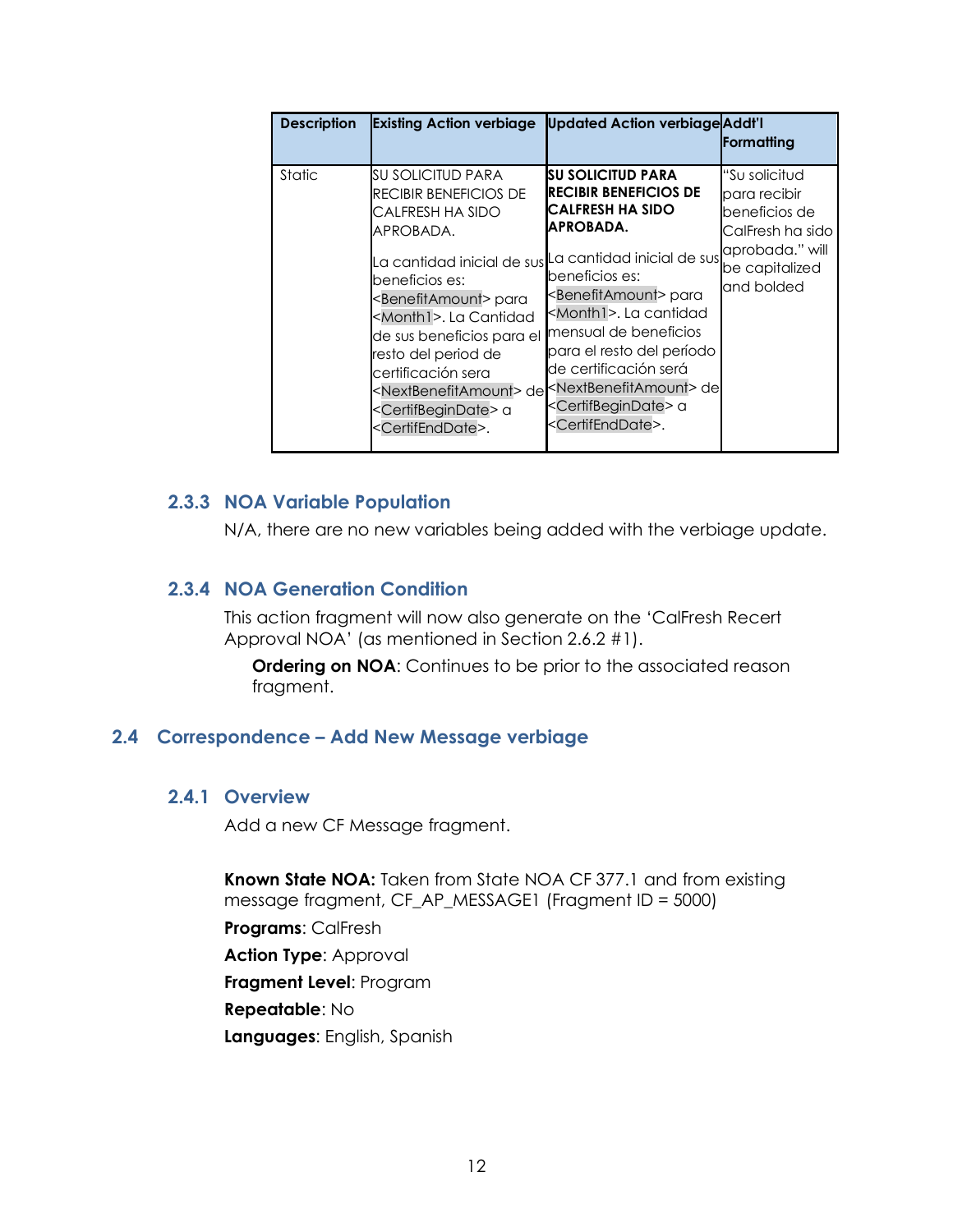| Description | Existing Action verbiage | Updated Action verbiage | Addt'l Formatting |
|---|---|---|---|
| Static | SU SOLICITUD PARA RECIBIR BENEFICIOS DE CALFRESH HA SIDO APROBADA.<br><br>La cantidad inicial de sus beneficios es: <BenefitAmount> para <Month1>. La Cantidad de sus beneficios para el resto del period de certificación sera <NextBenefitAmount> de <CertifBeginDate> a <CertifEndDate>. | **SU SOLICITUD PARA RECIBIR BENEFICIOS DE CALFRESH HA SIDO APROBADA.**<br><br>La cantidad inicial de sus beneficios es: <BenefitAmount> para <Month1>. La cantidad mensual de beneficios para el resto del período de certificación será <NextBenefitAmount> de <CertifBeginDate> a <CertifEndDate>. | "Su solicitud para recibir beneficios de CalFresh ha sido aprobada." will be capitalized and bolded |

### 2.3.3 NOA Variable Population

N/A, there are no new variables being added with the verbiage update.

### 2.3.4 NOA Generation Condition

This action fragment will now also generate on the 'CalFresh Recert Approval NOA' (as mentioned in Section 2.6.2 #1).

**Ordering on NOA**: Continues to be prior to the associated reason fragment.

## 2.4 Correspondence – Add New Message verbiage

### 2.4.1 Overview

Add a new CF Message fragment.

**Known State NOA:** Taken from State NOA CF 377.1 and from existing message fragment, CF_AP_MESSAGE1 (Fragment ID = 5000)

**Programs**: CalFresh

**Action Type**: Approval

**Fragment Level**: Program

**Repeatable**: No

**Languages**: English, Spanish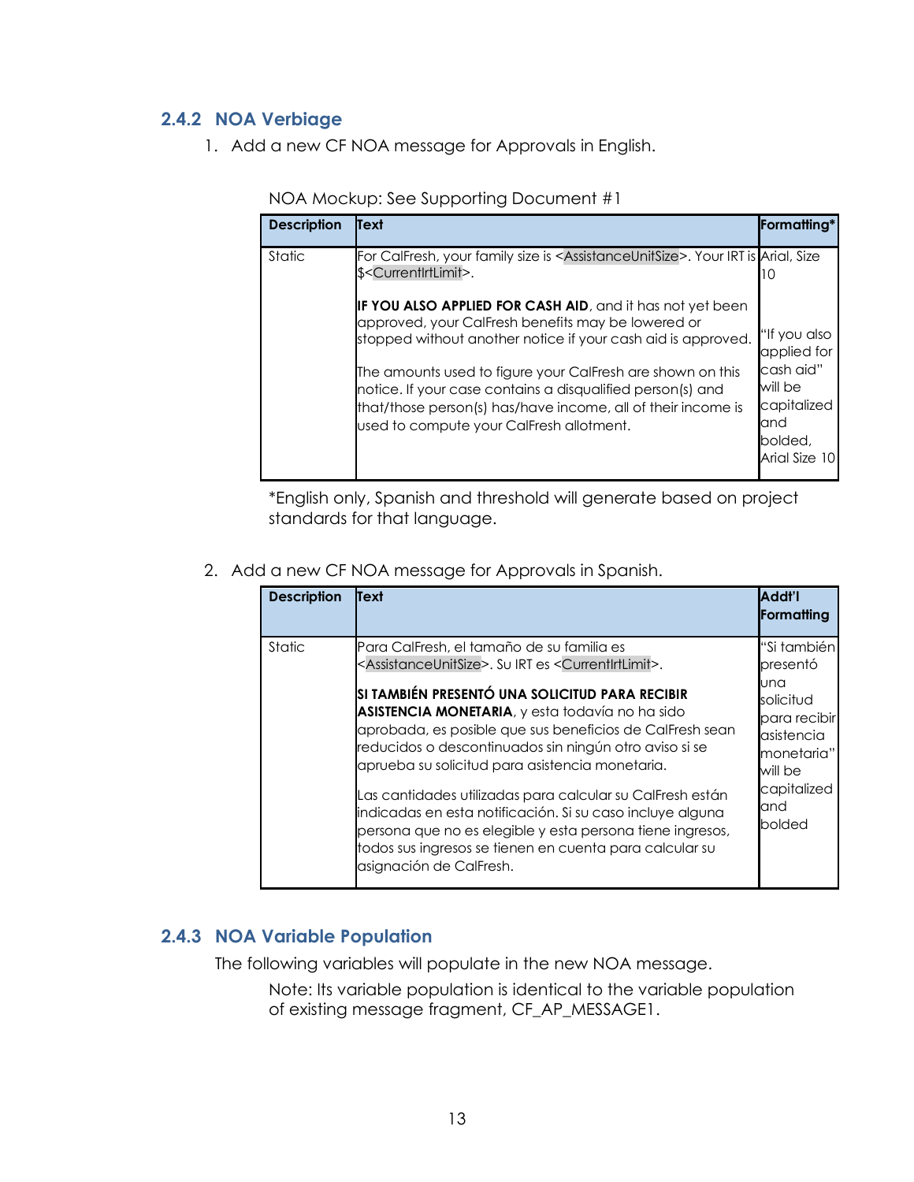### 2.4.2 NOA Verbiage

1. Add a new CF NOA message for Approvals in English.

NOA Mockup: See Supporting Document #1

| Description | Text | Formatting* |
| --- | --- | --- |
| Static | For CalFresh, your family size is <AssistanceUnitSize>. Your IRT is $<CurrentIrtLimit>.<br><br>**IF YOU ALSO APPLIED FOR CASH AID**, and it has not yet been approved, your CalFresh benefits may be lowered or stopped without another notice if your cash aid is approved.<br><br>The amounts used to figure your CalFresh are shown on this notice. If your case contains a disqualified person(s) and that/those person(s) has/have income, all of their income is used to compute your CalFresh allotment. | Arial, Size 10<br><br>"If you also applied for cash aid" will be capitalized and bolded, Arial Size 10 |

*English only, Spanish and threshold will generate based on project standards for that language.

2. Add a new CF NOA message for Approvals in Spanish.

| Description | Text | Addt'l Formatting |
| --- | --- | --- |
| Static | Para CalFresh, el tamaño de su familia es <AssistanceUnitSize>. Su IRT es <CurrentIrtLimit>.<br><br>**SI TAMBIÉN PRESENTÓ UNA SOLICITUD PARA RECIBIR ASISTENCIA MONETARIA**, y esta todavía no ha sido aprobada, es posible que sus beneficios de CalFresh sean reducidos o descontinuados sin ningún otro aviso si se aprueba su solicitud para asistencia monetaria.<br><br>Las cantidades utilizadas para calcular su CalFresh están indicadas en esta notificación. Si su caso incluye alguna persona que no es elegible y esta persona tiene ingresos, todos sus ingresos se tienen en cuenta para calcular su asignación de CalFresh. | "Si también presentó una solicitud para recibir asistencia monetaria" will be capitalized and bolded |

### 2.4.3 NOA Variable Population

The following variables will populate in the new NOA message.

Note: Its variable population is identical to the variable population of existing message fragment, CF_AP_MESSAGE1.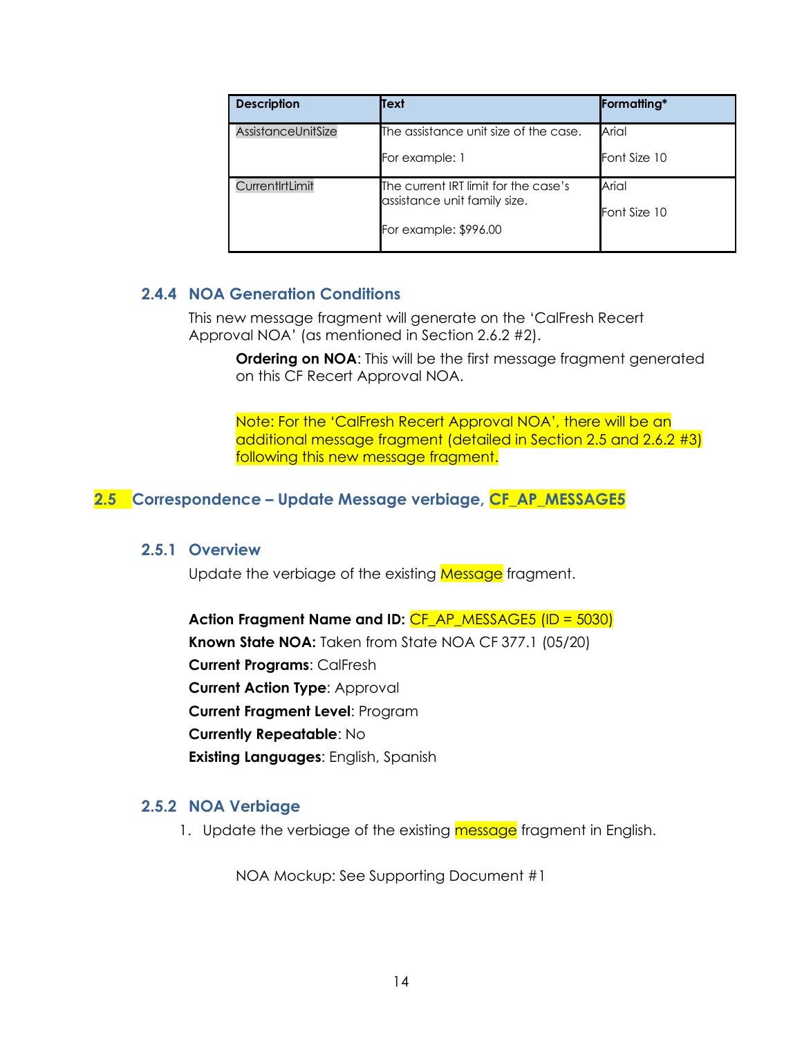| Description | Text | Formatting* |
|---|---|---|
| AssistanceUnitSize | The assistance unit size of the case.<br><br>For example: 1 | Arial<br><br>Font Size 10 |
| CurrentIrtLimit | The current IRT limit for the case's assistance unit family size.<br><br>For example: $996.00 | Arial<br><br>Font Size 10 |

### 2.4.4 NOA Generation Conditions

This new message fragment will generate on the 'CalFresh Recert Approval NOA' (as mentioned in Section 2.6.2 #2).

> **Ordering on NOA**: This will be the first message fragment generated on this CF Recert Approval NOA.
>
> Note: For the 'CalFresh Recert Approval NOA', there will be an additional message fragment (detailed in Section 2.5 and 2.6.2 #3) following this new message fragment.

## 2.5 Correspondence – Update Message verbiage, CF_AP_MESSAGE5

### 2.5.1 Overview

Update the verbiage of the existing Message fragment.

**Action Fragment Name and ID:** CF_AP_MESSAGE5 (ID = 5030)
**Known State NOA:** Taken from State NOA CF 377.1 (05/20)
**Current Programs**: CalFresh
**Current Action Type**: Approval
**Current Fragment Level**: Program
**Currently Repeatable**: No
**Existing Languages**: English, Spanish

### 2.5.2 NOA Verbiage

1. Update the verbiage of the existing message fragment in English.

   NOA Mockup: See Supporting Document #1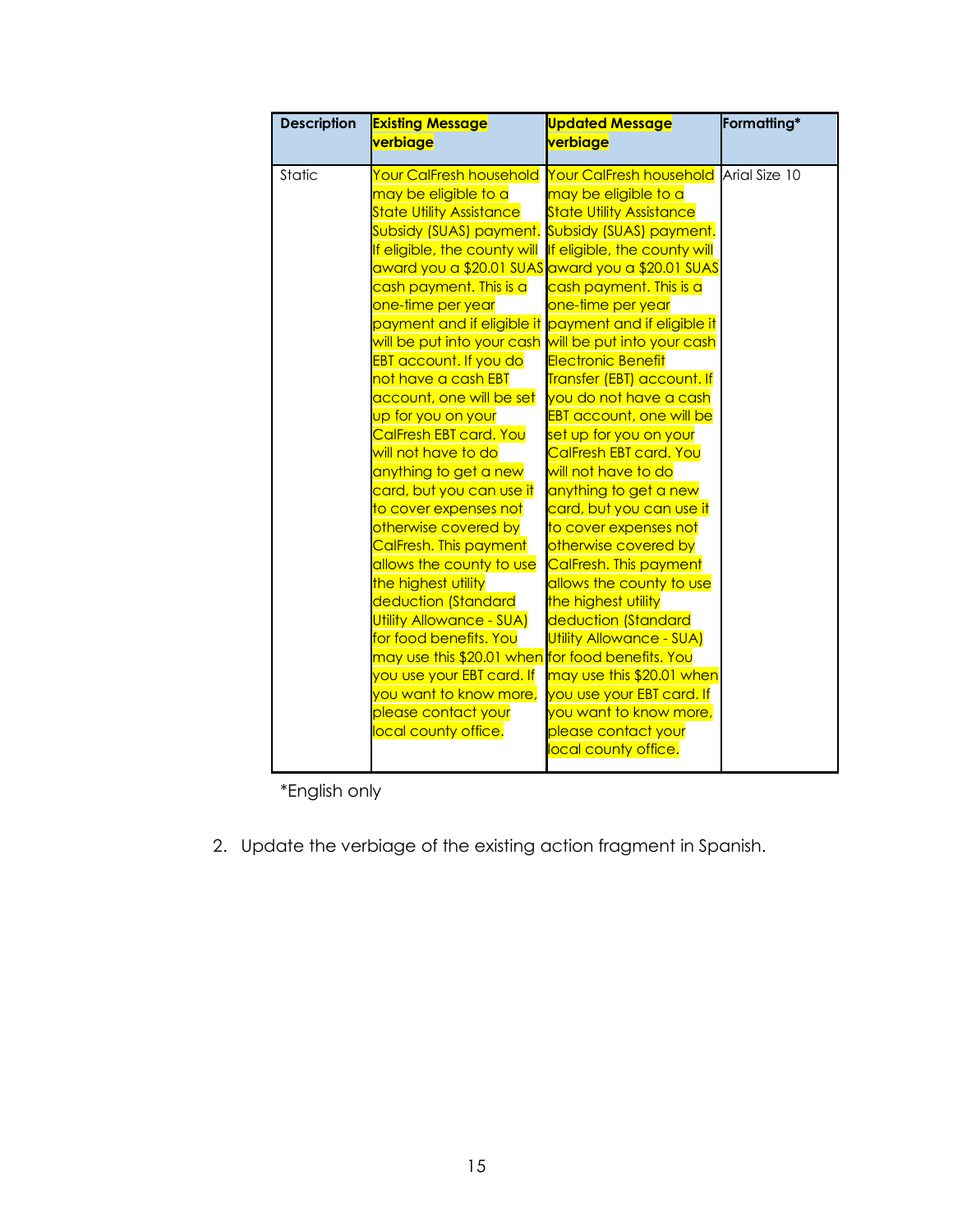| Description | Existing Message verbiage | Updated Message verbiage | Formatting* |
|---|---|---|---|
| Static | Your CalFresh household may be eligible to a State Utility Assistance Subsidy (SUAS) payment. If eligible, the county will award you a $20.01 SUAS cash payment. This is a one-time per year payment and if eligible it will be put into your cash EBT account. If you do not have a cash EBT account, one will be set up for you on your CalFresh EBT card. You will not have to do anything to get a new card, but you can use it to cover expenses not otherwise covered by CalFresh. This payment allows the county to use the highest utility deduction (Standard Utility Allowance - SUA) for food benefits. You may use this $20.01 when you use your EBT card. If you want to know more, please contact your local county office. | Your CalFresh household may be eligible to a State Utility Assistance Subsidy (SUAS) payment. If eligible, the county will award you a $20.01 SUAS cash payment. This is a one-time per year payment and if eligible it will be put into your cash Electronic Benefit Transfer (EBT) account. If you do not have a cash EBT account, one will be set up for you on your CalFresh EBT card. You will not have to do anything to get a new card, but you can use it to cover expenses not otherwise covered by CalFresh. This payment allows the county to use the highest utility deduction (Standard Utility Allowance - SUA) for food benefits. You may use this $20.01 when you use your EBT card. If you want to know more, please contact your local county office. | Arial Size 10 |

*English only

2. Update the verbiage of the existing action fragment in Spanish.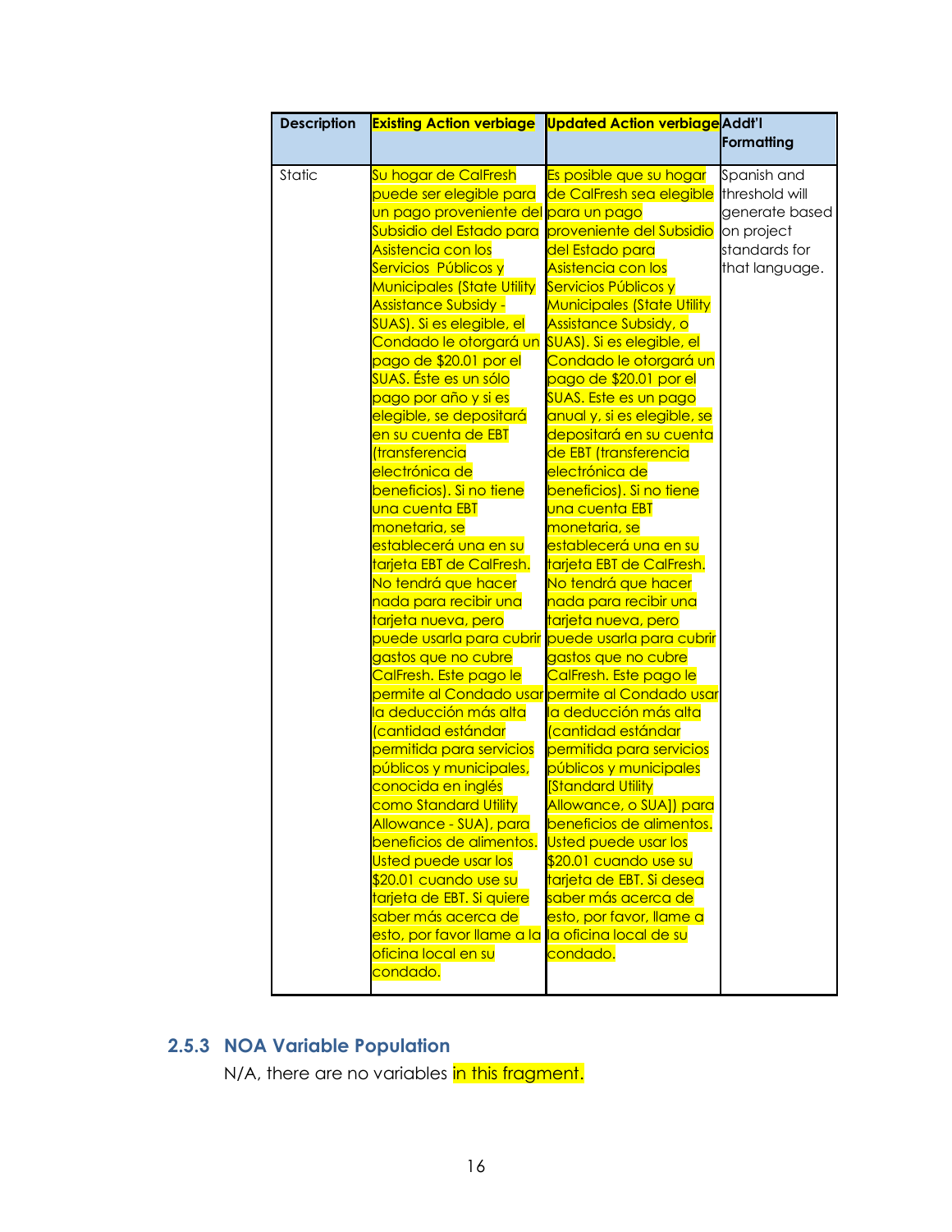| Description | Existing Action verbiage | Updated Action verbiage | Addt'l Formatting |
|---|---|---|---|
| Static | Su hogar de CalFresh puede ser elegible para un pago proveniente del Subsidio del Estado para Asistencia con los Servicios Públicos y Municipales (State Utility Assistance Subsidy - SUAS). Si es elegible, el Condado le otorgará un pago de $20.01 por el SUAS. Éste es un sólo pago por año y si es elegible, se depositará en su cuenta de EBT (transferencia electrónica de beneficios). Si no tiene una cuenta EBT monetaria, se establecerá una en su tarjeta EBT de CalFresh. No tendrá que hacer nada para recibir una tarjeta nueva, pero puede usarla para cubrir gastos que no cubre CalFresh. Este pago le permite al Condado usar la deducción más alta (cantidad estándar permitida para servicios públicos y municipales, conocida en inglés como Standard Utility Allowance - SUA), para beneficios de alimentos. Usted puede usar los $20.01 cuando use su tarjeta de EBT. Si quiere saber más acerca de esto, por favor llame a la oficina local en su condado. | Es posible que su hogar de CalFresh sea elegible para un pago proveniente del Subsidio del Estado para Asistencia con los Servicios Públicos y Municipales (State Utility Assistance Subsidy, o SUAS). Si es elegible, el Condado le otorgará un pago de $20.01 por el SUAS. Este es un pago anual y, si es elegible, se depositará en su cuenta de EBT (transferencia electrónica de beneficios). Si no tiene una cuenta EBT monetaria, se establecerá una en su tarjeta EBT de CalFresh. No tendrá que hacer nada para recibir una tarjeta nueva, pero puede usarla para cubrir gastos que no cubre CalFresh. Este pago le permite al Condado usar la deducción más alta (cantidad estándar permitida para servicios públicos y municipales [Standard Utility Allowance, o SUA]) para beneficios de alimentos. Usted puede usar los $20.01 cuando use su tarjeta de EBT. Si desea saber más acerca de esto, por favor, llame a la oficina local de su condado. | Spanish and threshold will generate based on project standards for that language. |

### 2.5.3 NOA Variable Population

N/A, there are no variables in this fragment.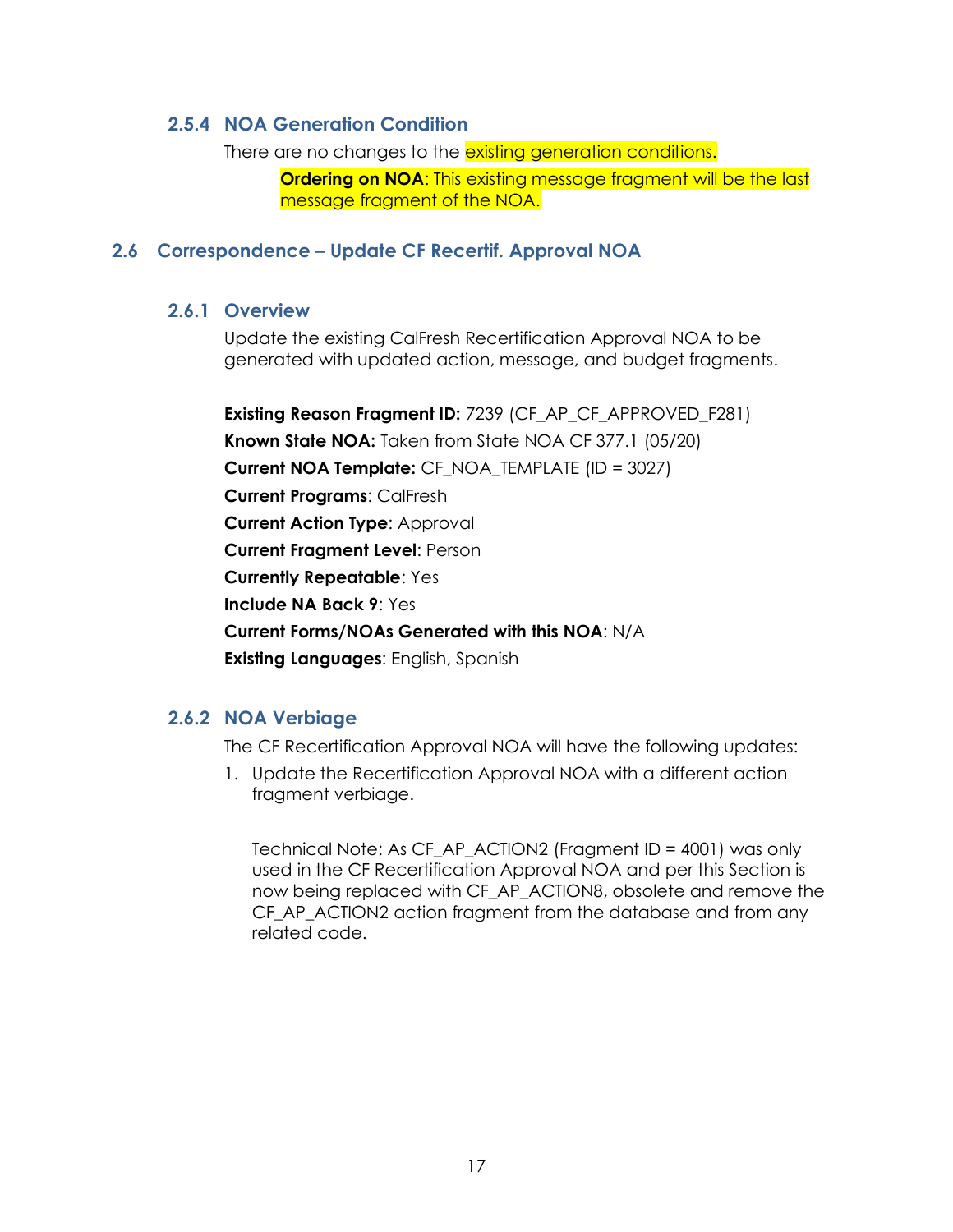### 2.5.4 NOA Generation Condition

There are no changes to the existing generation conditions.

**Ordering on NOA**: This existing message fragment will be the last message fragment of the NOA.

## 2.6 Correspondence – Update CF Recertif. Approval NOA

### 2.6.1 Overview

Update the existing CalFresh Recertification Approval NOA to be generated with updated action, message, and budget fragments.

**Existing Reason Fragment ID:** 7239 (CF_AP_CF_APPROVED_F281)
**Known State NOA:** Taken from State NOA CF 377.1 (05/20)
**Current NOA Template:** CF_NOA_TEMPLATE (ID = 3027)
**Current Programs**: CalFresh
**Current Action Type**: Approval
**Current Fragment Level**: Person
**Currently Repeatable**: Yes
**Include NA Back 9**: Yes
**Current Forms/NOAs Generated with this NOA**: N/A
**Existing Languages**: English, Spanish

### 2.6.2 NOA Verbiage

The CF Recertification Approval NOA will have the following updates:

1. Update the Recertification Approval NOA with a different action fragment verbiage.

   Technical Note: As CF_AP_ACTION2 (Fragment ID = 4001) was only used in the CF Recertification Approval NOA and per this Section is now being replaced with CF_AP_ACTION8, obsolete and remove the CF_AP_ACTION2 action fragment from the database and from any related code.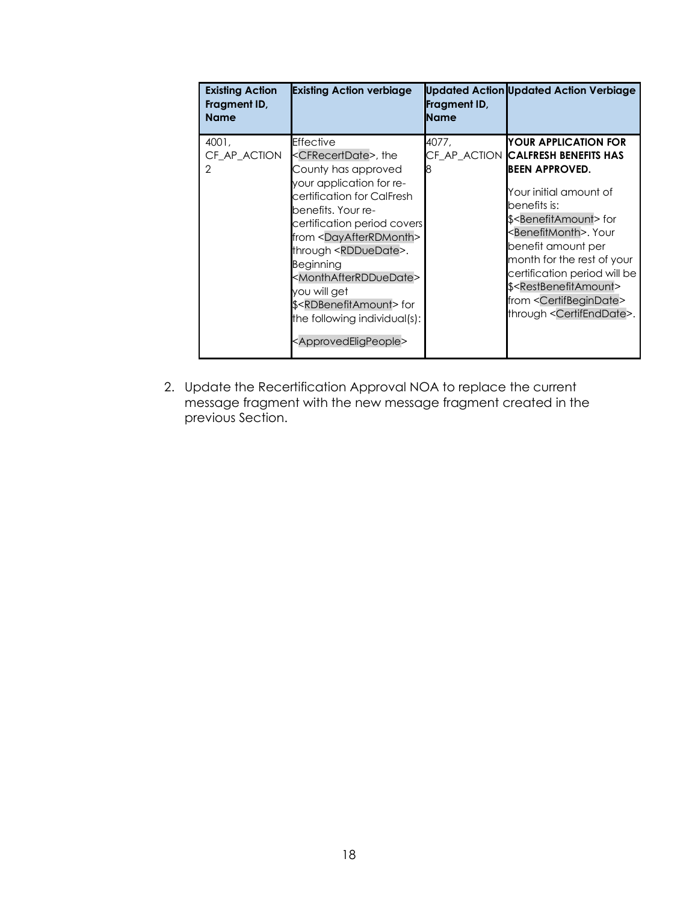| Existing Action Fragment ID, Name | Existing Action verbiage | Updated Action Fragment ID, Name | Updated Action Verbiage |
| --- | --- | --- | --- |
| 4001, CF_AP_ACTION 2 | Effective <CFRecertDate>, the County has approved your application for re-certification for CalFresh benefits. Your re-certification period covers from <DayAfterRDMonth> through <RDDueDate>. Beginning <MonthAfterRDDueDate> you will get $<RDBenefitAmount> for the following individual(s):<br><br><ApprovedEligPeople> | 4077, CF_AP_ACTION 8 | **YOUR APPLICATION FOR CALFRESH BENEFITS HAS BEEN APPROVED.**<br><br>Your initial amount of benefits is: $<BenefitAmount> for <BenefitMonth>. Your benefit amount per month for the rest of your certification period will be $<RestBenefitAmount> from <CertifBeginDate> through <CertifEndDate>. |

2. Update the Recertification Approval NOA to replace the current message fragment with the new message fragment created in the previous Section.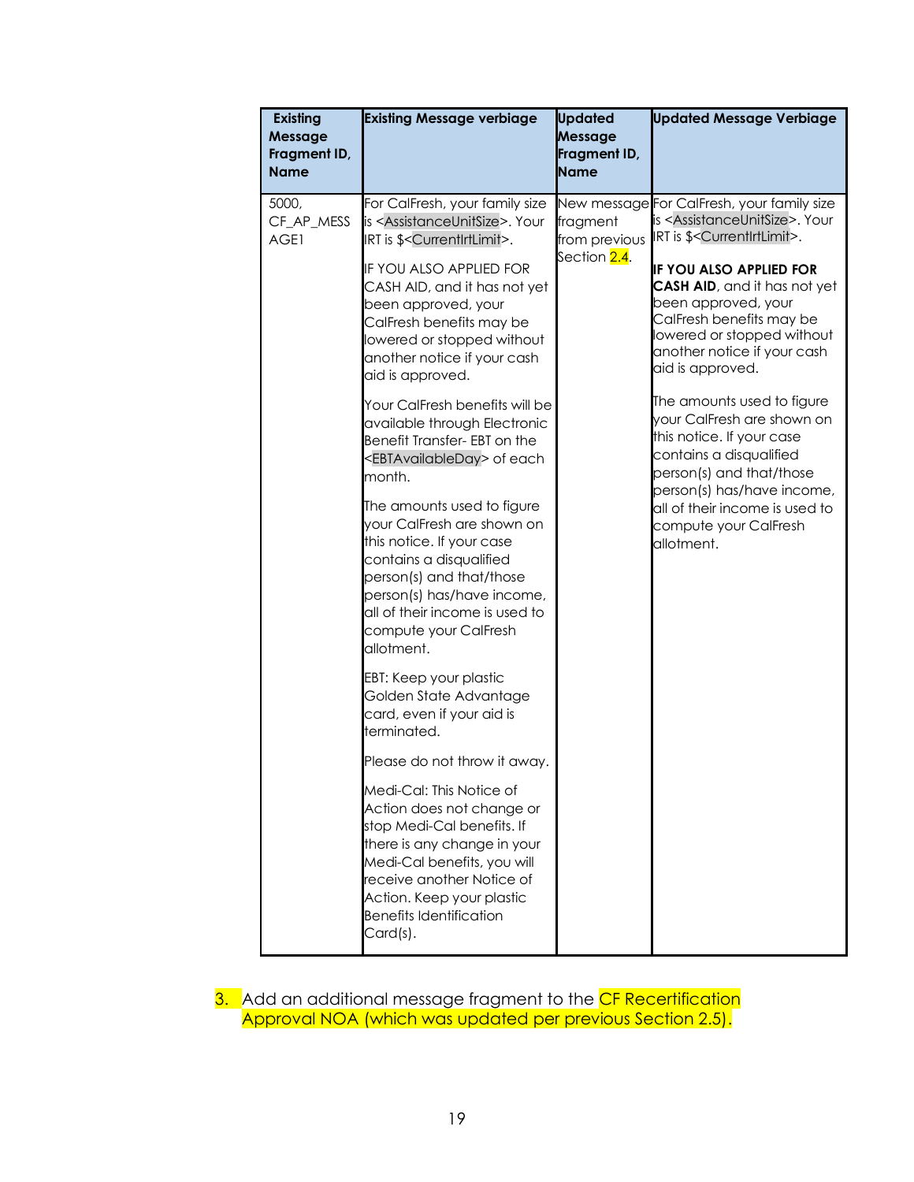| Existing Message Fragment ID, Name | Existing Message verbiage | Updated Message Fragment ID, Name | Updated Message Verbiage |
|---|---|---|---|
| 5000, CF_AP_MESSAGE1 | For CalFresh, your family size is <AssistanceUnitSize>. Your IRT is $<CurrentIrtLimit>.<br><br>IF YOU ALSO APPLIED FOR CASH AID, and it has not yet been approved, your CalFresh benefits may be lowered or stopped without another notice if your cash aid is approved.<br><br>Your CalFresh benefits will be available through Electronic Benefit Transfer- EBT on the <EBTAvailableDay> of each month.<br><br>The amounts used to figure your CalFresh are shown on this notice. If your case contains a disqualified person(s) and that/those person(s) has/have income, all of their income is used to compute your CalFresh allotment.<br><br>EBT: Keep your plastic Golden State Advantage card, even if your aid is terminated.<br><br>Please do not throw it away.<br><br>Medi-Cal: This Notice of Action does not change or stop Medi-Cal benefits. If there is any change in your Medi-Cal benefits, you will receive another Notice of Action. Keep your plastic Benefits Identification Card(s). | New message fragment from previous Section 2.4. | For CalFresh, your family size is <AssistanceUnitSize>. Your IRT is $<CurrentIrtLimit>.<br><br>**IF YOU ALSO APPLIED FOR CASH AID**, and it has not yet been approved, your CalFresh benefits may be lowered or stopped without another notice if your cash aid is approved.<br><br>The amounts used to figure your CalFresh are shown on this notice. If your case contains a disqualified person(s) and that/those person(s) has/have income, all of their income is used to compute your CalFresh allotment. |

3. Add an additional message fragment to the CF Recertification Approval NOA (which was updated per previous Section 2.5).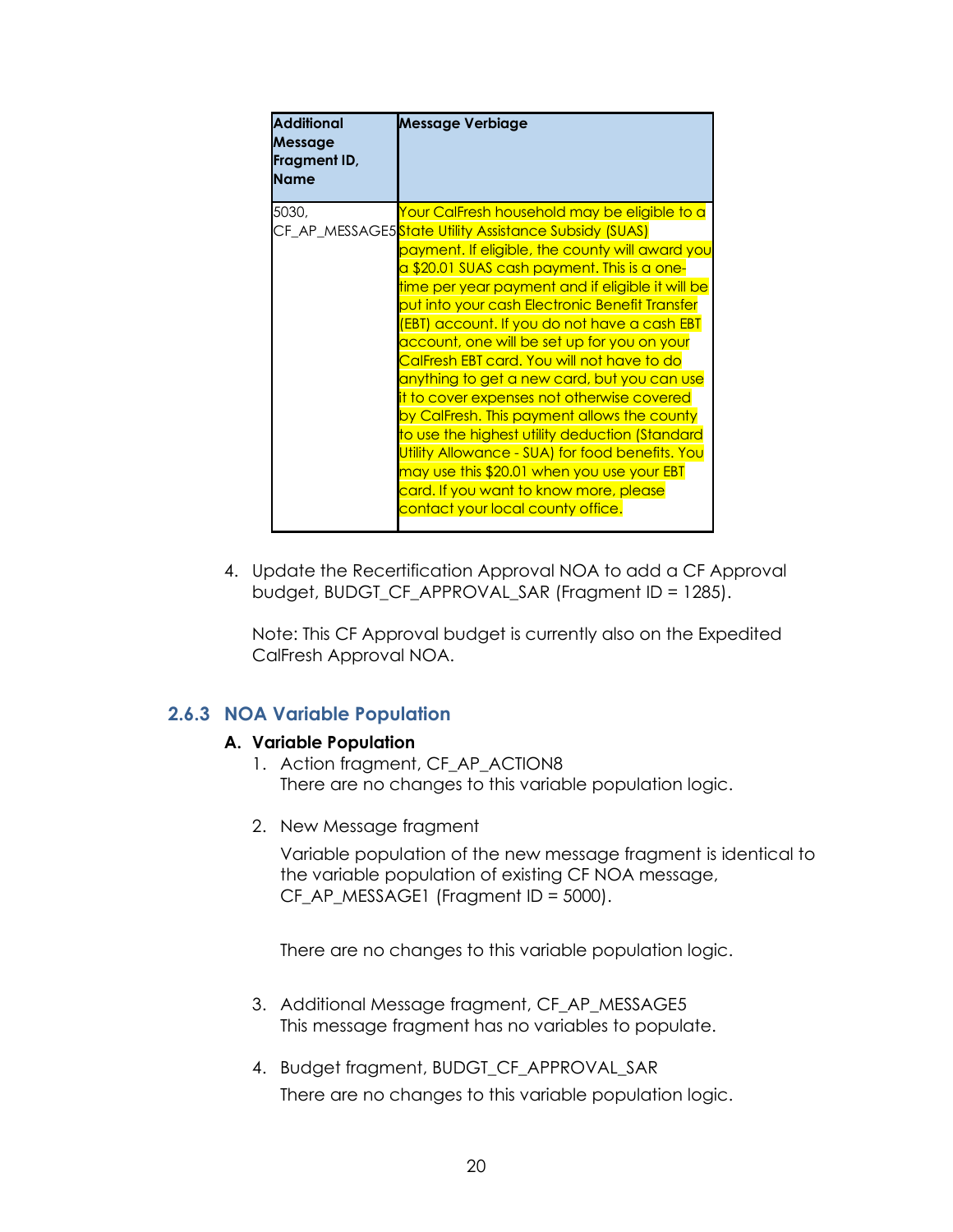| Additional Message Fragment ID, Name | Message Verbiage |
|---|---|
| 5030, CF_AP_MESSAGE5 | Your CalFresh household may be eligible to a State Utility Assistance Subsidy (SUAS) payment. If eligible, the county will award you a $20.01 SUAS cash payment. This is a one-time per year payment and if eligible it will be put into your cash Electronic Benefit Transfer (EBT) account. If you do not have a cash EBT account, one will be set up for you on your CalFresh EBT card. You will not have to do anything to get a new card, but you can use it to cover expenses not otherwise covered by CalFresh. This payment allows the county to use the highest utility deduction (Standard Utility Allowance - SUA) for food benefits. You may use this $20.01 when you use your EBT card. If you want to know more, please contact your local county office. |

4. Update the Recertification Approval NOA to add a CF Approval budget, BUDGT_CF_APPROVAL_SAR (Fragment ID = 1285).

   Note: This CF Approval budget is currently also on the Expedited CalFresh Approval NOA.

### 2.6.3 NOA Variable Population

**A. Variable Population**

1. Action fragment, CF_AP_ACTION8
   There are no changes to this variable population logic.

2. New Message fragment

   Variable population of the new message fragment is identical to the variable population of existing CF NOA message, CF_AP_MESSAGE1 (Fragment ID = 5000).

   There are no changes to this variable population logic.

3. Additional Message fragment, CF_AP_MESSAGE5
   This message fragment has no variables to populate.

4. Budget fragment, BUDGT_CF_APPROVAL_SAR
   There are no changes to this variable population logic.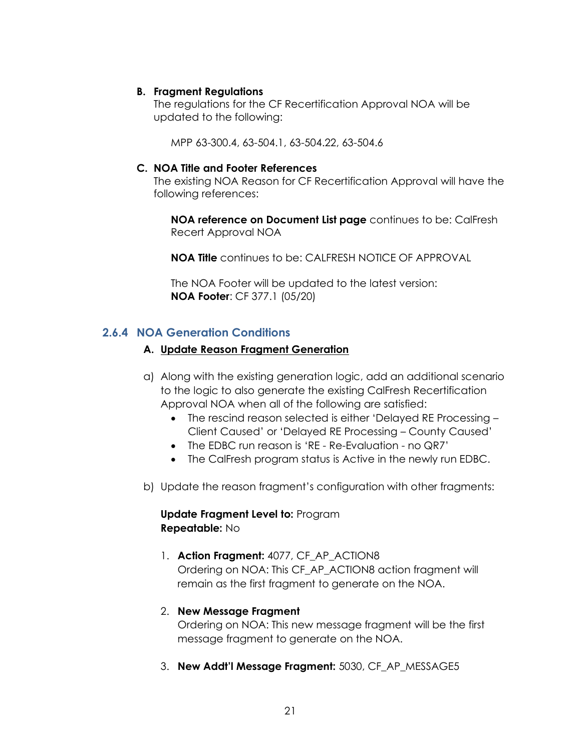**B. Fragment Regulations**

The regulations for the CF Recertification Approval NOA will be updated to the following:

MPP 63-300.4, 63-504.1, 63-504.22, 63-504.6

**C. NOA Title and Footer References**

The existing NOA Reason for CF Recertification Approval will have the following references:

**NOA reference on Document List page** continues to be: CalFresh Recert Approval NOA

**NOA Title** continues to be: CALFRESH NOTICE OF APPROVAL

The NOA Footer will be updated to the latest version:
**NOA Footer**: CF 377.1 (05/20)

### 2.6.4 NOA Generation Conditions

**A. <u>Update Reason Fragment Generation</u>**

a) Along with the existing generation logic, add an additional scenario to the logic to also generate the existing CalFresh Recertification Approval NOA when all of the following are satisfied:
   - The rescind reason selected is either 'Delayed RE Processing – Client Caused' or 'Delayed RE Processing – County Caused'
   - The EDBC run reason is 'RE - Re-Evaluation - no QR7'
   - The CalFresh program status is Active in the newly run EDBC.

b) Update the reason fragment's configuration with other fragments:

   **Update Fragment Level to:** Program
   **Repeatable:** No

   1. **Action Fragment:** 4077, CF_AP_ACTION8
      Ordering on NOA: This CF_AP_ACTION8 action fragment will remain as the first fragment to generate on the NOA.

   2. **New Message Fragment**
      Ordering on NOA: This new message fragment will be the first message fragment to generate on the NOA.

   3. **New Addt'l Message Fragment:** 5030, CF_AP_MESSAGE5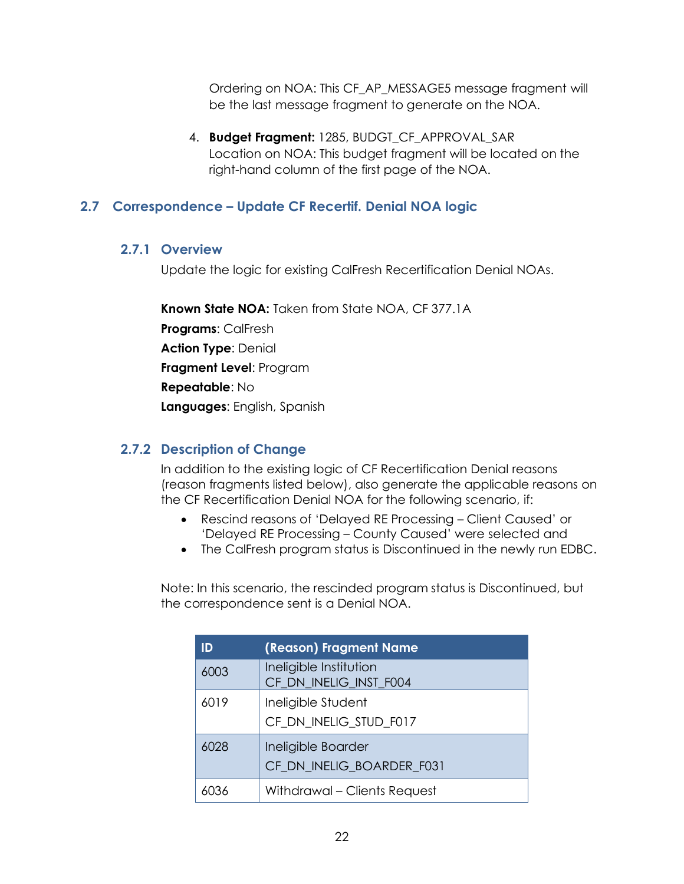Ordering on NOA: This CF_AP_MESSAGE5 message fragment will be the last message fragment to generate on the NOA.

4. **Budget Fragment:** 1285, BUDGT_CF_APPROVAL_SAR
   Location on NOA: This budget fragment will be located on the right-hand column of the first page of the NOA.

## 2.7 Correspondence – Update CF Recertif. Denial NOA logic

### 2.7.1 Overview

Update the logic for existing CalFresh Recertification Denial NOAs.

**Known State NOA:** Taken from State NOA, CF 377.1A

**Programs**: CalFresh

**Action Type**: Denial

**Fragment Level**: Program

**Repeatable**: No

**Languages**: English, Spanish

### 2.7.2 Description of Change

In addition to the existing logic of CF Recertification Denial reasons (reason fragments listed below), also generate the applicable reasons on the CF Recertification Denial NOA for the following scenario, if:

- Rescind reasons of 'Delayed RE Processing – Client Caused' or 'Delayed RE Processing – County Caused' were selected and
- The CalFresh program status is Discontinued in the newly run EDBC.

Note: In this scenario, the rescinded program status is Discontinued, but the correspondence sent is a Denial NOA.

| ID | (Reason) Fragment Name |
|---|---|
| 6003 | Ineligible Institution<br>CF_DN_INELIG_INST_F004 |
| 6019 | Ineligible Student<br>CF_DN_INELIG_STUD_F017 |
| 6028 | Ineligible Boarder<br>CF_DN_INELIG_BOARDER_F031 |
| 6036 | Withdrawal – Clients Request |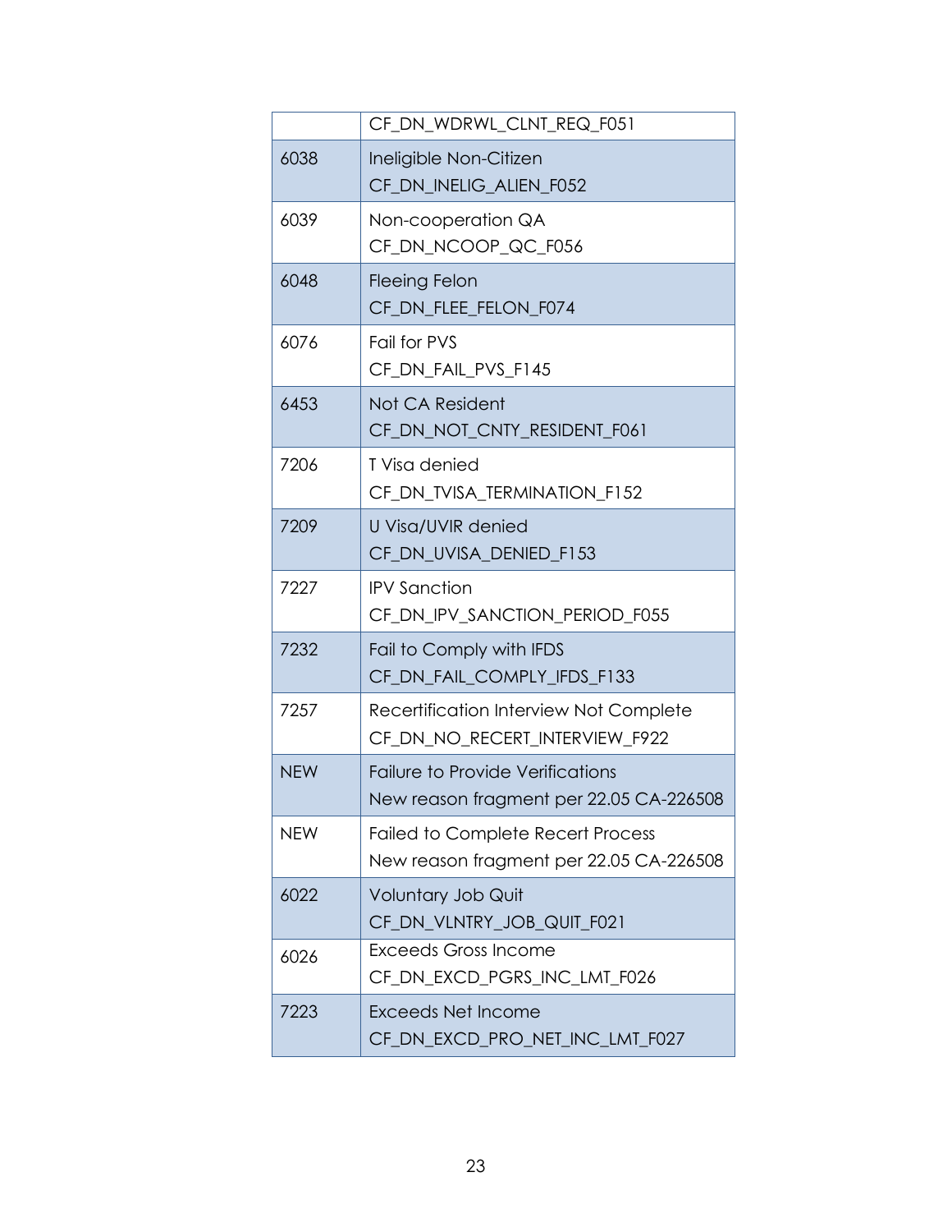| | |
|---|---|
| | CF_DN_WDRWL_CLNT_REQ_F051 |
| 6038 | Ineligible Non-Citizen<br>CF_DN_INELIG_ALIEN_F052 |
| 6039 | Non-cooperation QA<br>CF_DN_NCOOP_QC_F056 |
| 6048 | Fleeing Felon<br>CF_DN_FLEE_FELON_F074 |
| 6076 | Fail for PVS<br>CF_DN_FAIL_PVS_F145 |
| 6453 | Not CA Resident<br>CF_DN_NOT_CNTY_RESIDENT_F061 |
| 7206 | T Visa denied<br>CF_DN_TVISA_TERMINATION_F152 |
| 7209 | U Visa/UVIR denied<br>CF_DN_UVISA_DENIED_F153 |
| 7227 | IPV Sanction<br>CF_DN_IPV_SANCTION_PERIOD_F055 |
| 7232 | Fail to Comply with IFDS<br>CF_DN_FAIL_COMPLY_IFDS_F133 |
| 7257 | Recertification Interview Not Complete<br>CF_DN_NO_RECERT_INTERVIEW_F922 |
| NEW | Failure to Provide Verifications<br>New reason fragment per 22.05 CA-226508 |
| NEW | Failed to Complete Recert Process<br>New reason fragment per 22.05 CA-226508 |
| 6022 | Voluntary Job Quit<br>CF_DN_VLNTRY_JOB_QUIT_F021 |
| 6026 | Exceeds Gross Income<br>CF_DN_EXCD_PGRS_INC_LMT_F026 |
| 7223 | Exceeds Net Income<br>CF_DN_EXCD_PRO_NET_INC_LMT_F027 |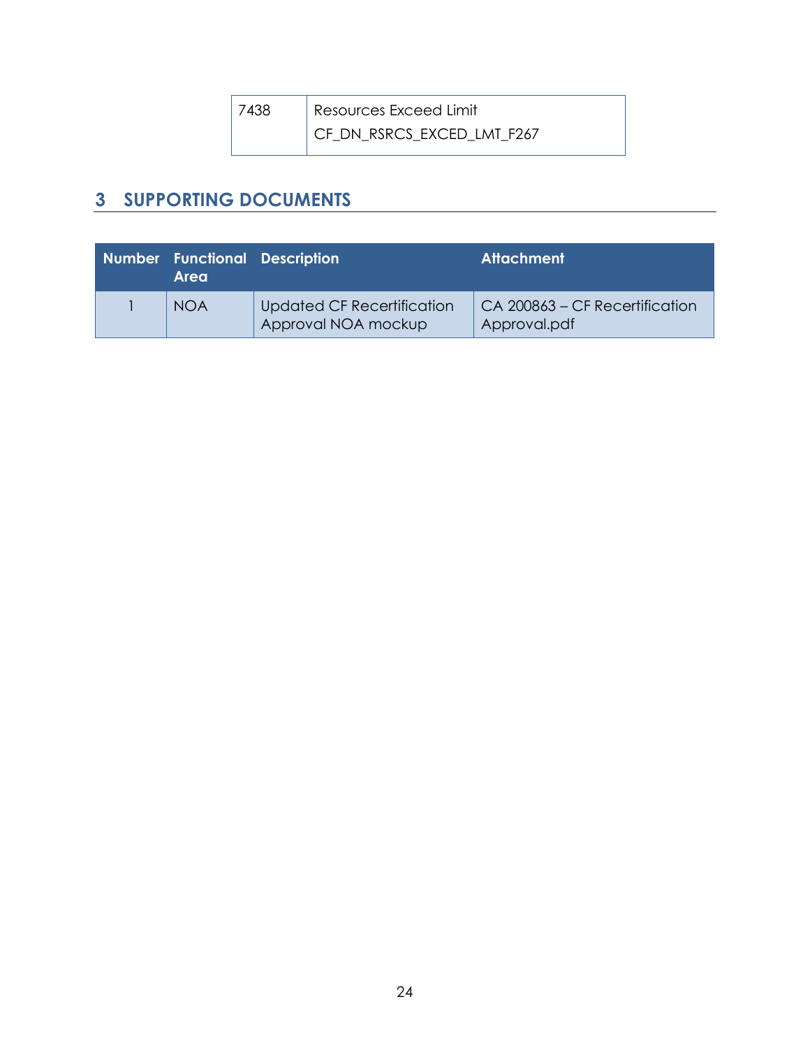| | |
|---|---|
| 7438 | Resources Exceed Limit<br>CF_DN_RSRCS_EXCED_LMT_F267 |

## 3 SUPPORTING DOCUMENTS

| Number | Functional Area | Description | Attachment |
|---|---|---|---|
| 1 | NOA | Updated CF Recertification Approval NOA mockup | CA 200863 – CF Recertification Approval.pdf |